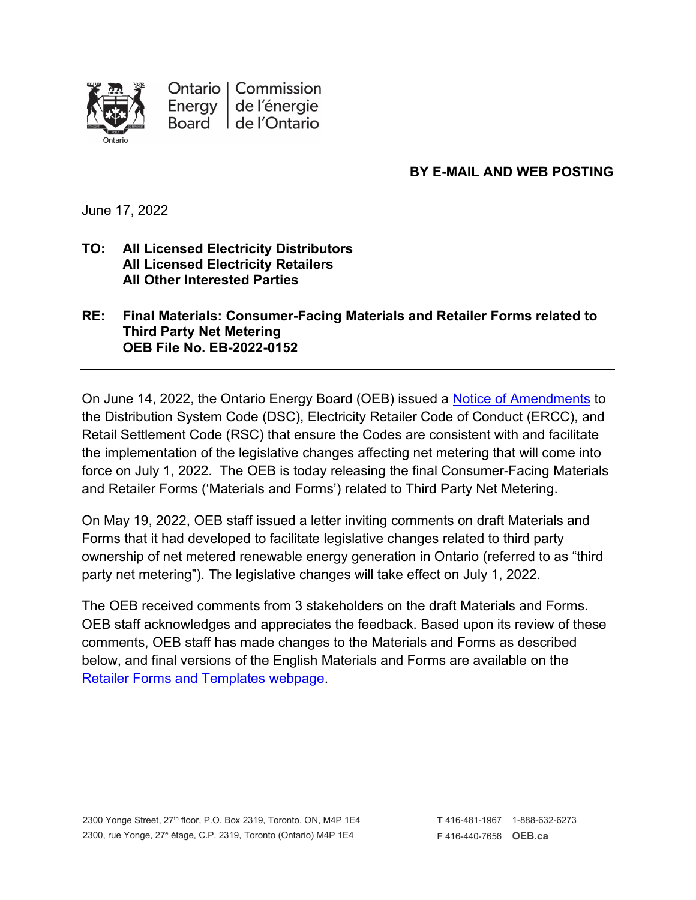Ontario Energy Board | Commission de l'énergie de l'Ontario

**BY E-MAIL AND WEB POSTING**

June 17, 2022

**TO: All Licensed Electricity Distributors**
**All Licensed Electricity Retailers**
**All Other Interested Parties**

**RE: Final Materials: Consumer-Facing Materials and Retailer Forms related to Third Party Net Metering**
**OEB File No. EB-2022-0152**

---

On June 14, 2022, the Ontario Energy Board (OEB) issued a Notice of Amendments to the Distribution System Code (DSC), Electricity Retailer Code of Conduct (ERCC), and Retail Settlement Code (RSC) that ensure the Codes are consistent with and facilitate the implementation of the legislative changes affecting net metering that will come into force on July 1, 2022. The OEB is today releasing the final Consumer-Facing Materials and Retailer Forms ('Materials and Forms') related to Third Party Net Metering.

On May 19, 2022, OEB staff issued a letter inviting comments on draft Materials and Forms that it had developed to facilitate legislative changes related to third party ownership of net metered renewable energy generation in Ontario (referred to as "third party net metering"). The legislative changes will take effect on July 1, 2022.

The OEB received comments from 3 stakeholders on the draft Materials and Forms. OEB staff acknowledges and appreciates the feedback. Based upon its review of these comments, OEB staff has made changes to the Materials and Forms as described below, and final versions of the English Materials and Forms are available on the Retailer Forms and Templates webpage.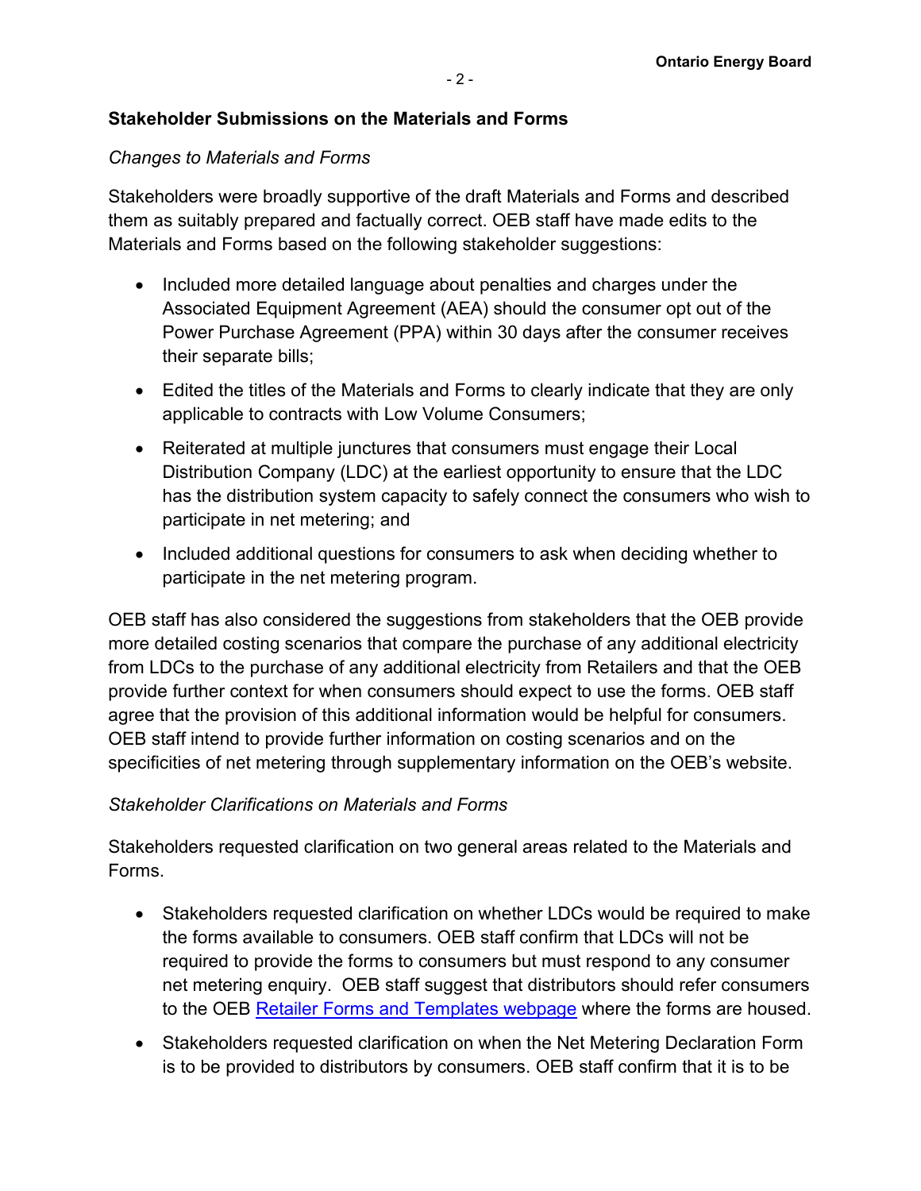## Stakeholder Submissions on the Materials and Forms

*Changes to Materials and Forms*

Stakeholders were broadly supportive of the draft Materials and Forms and described them as suitably prepared and factually correct. OEB staff have made edits to the Materials and Forms based on the following stakeholder suggestions:

- Included more detailed language about penalties and charges under the Associated Equipment Agreement (AEA) should the consumer opt out of the Power Purchase Agreement (PPA) within 30 days after the consumer receives their separate bills;
- Edited the titles of the Materials and Forms to clearly indicate that they are only applicable to contracts with Low Volume Consumers;
- Reiterated at multiple junctures that consumers must engage their Local Distribution Company (LDC) at the earliest opportunity to ensure that the LDC has the distribution system capacity to safely connect the consumers who wish to participate in net metering; and
- Included additional questions for consumers to ask when deciding whether to participate in the net metering program.

OEB staff has also considered the suggestions from stakeholders that the OEB provide more detailed costing scenarios that compare the purchase of any additional electricity from LDCs to the purchase of any additional electricity from Retailers and that the OEB provide further context for when consumers should expect to use the forms. OEB staff agree that the provision of this additional information would be helpful for consumers. OEB staff intend to provide further information on costing scenarios and on the specificities of net metering through supplementary information on the OEB's website.

*Stakeholder Clarifications on Materials and Forms*

Stakeholders requested clarification on two general areas related to the Materials and Forms.

- Stakeholders requested clarification on whether LDCs would be required to make the forms available to consumers. OEB staff confirm that LDCs will not be required to provide the forms to consumers but must respond to any consumer net metering enquiry. OEB staff suggest that distributors should refer consumers to the OEB [Retailer Forms and Templates webpage] where the forms are housed.
- Stakeholders requested clarification on when the Net Metering Declaration Form is to be provided to distributors by consumers. OEB staff confirm that it is to be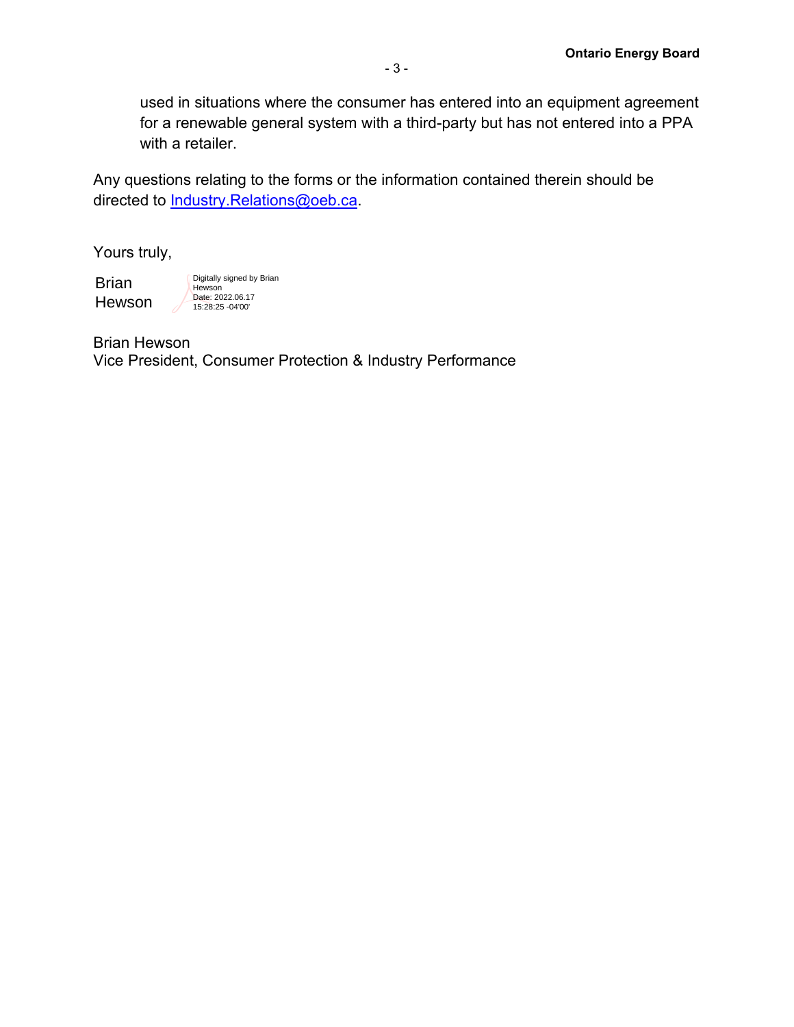used in situations where the consumer has entered into an equipment agreement for a renewable general system with a third-party but has not entered into a PPA with a retailer.

Any questions relating to the forms or the information contained therein should be directed to [Industry.Relations@oeb.ca](mailto:Industry.Relations@oeb.ca).

Yours truly,

Brian Hewson
Digitally signed by Brian Hewson
Date: 2022.06.17 15:28:25 -04'00'

Brian Hewson
Vice President, Consumer Protection & Industry Performance